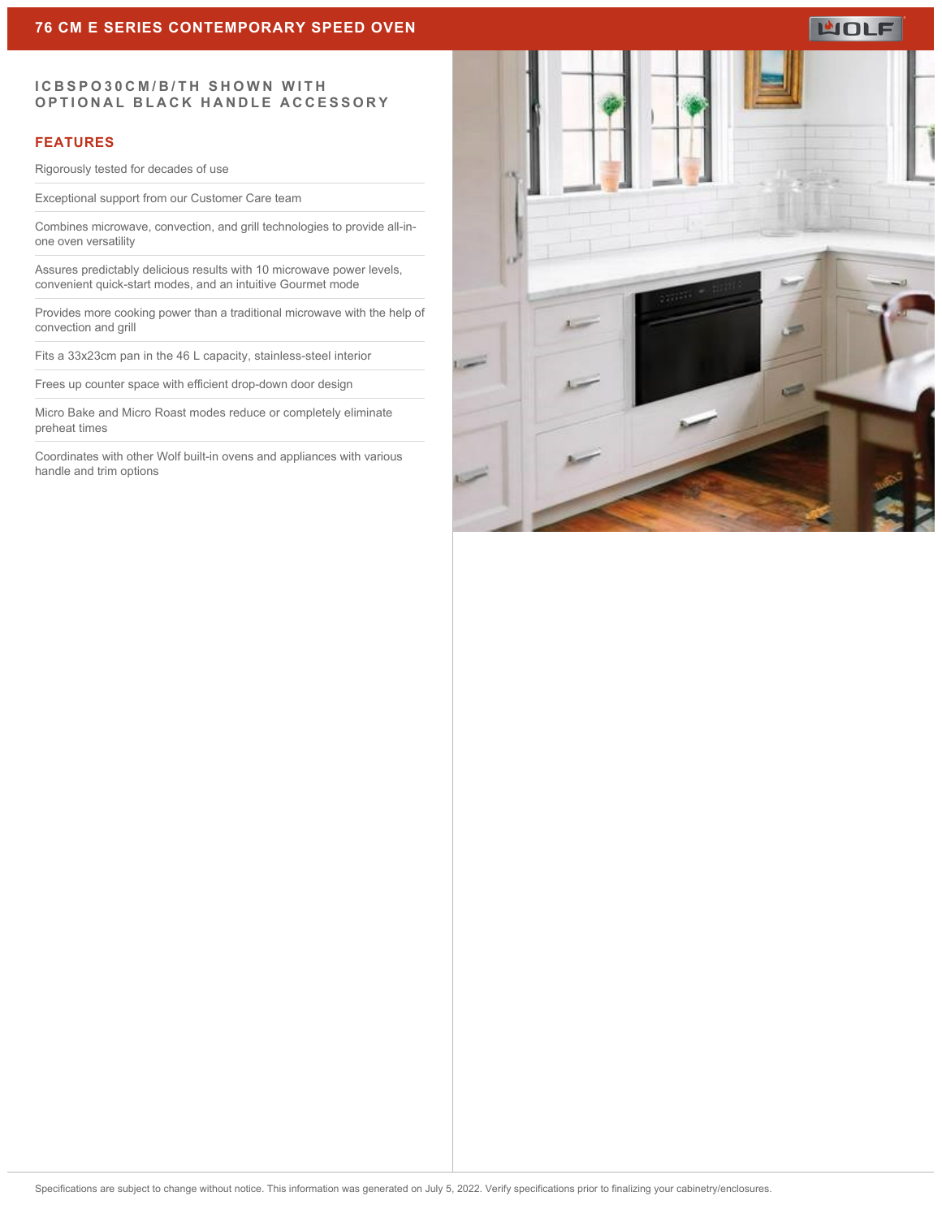# 76 CM E SERIES CONTEMPORARY SPEED OVEN

## ICBSPO30CM/B/TH SHOWN WITH OPTIONAL BLACK HANDLE ACCESSORY

### FEATURES

Rigorously tested for decades of use

Exceptional support from our Customer Care team

Combines microwave, convection, and grill technologies to provide all-in-one oven versatility

Assures predictably delicious results with 10 microwave power levels, convenient quick-start modes, and an intuitive Gourmet mode

Provides more cooking power than a traditional microwave with the help of convection and grill

Fits a 33x23cm pan in the 46 L capacity, stainless-steel interior

Frees up counter space with efficient drop-down door design

Micro Bake and Micro Roast modes reduce or completely eliminate preheat times

Coordinates with other Wolf built-in ovens and appliances with various handle and trim options

Specifications are subject to change without notice. This information was generated on July 5, 2022. Verify specifications prior to finalizing your cabinetry/enclosures.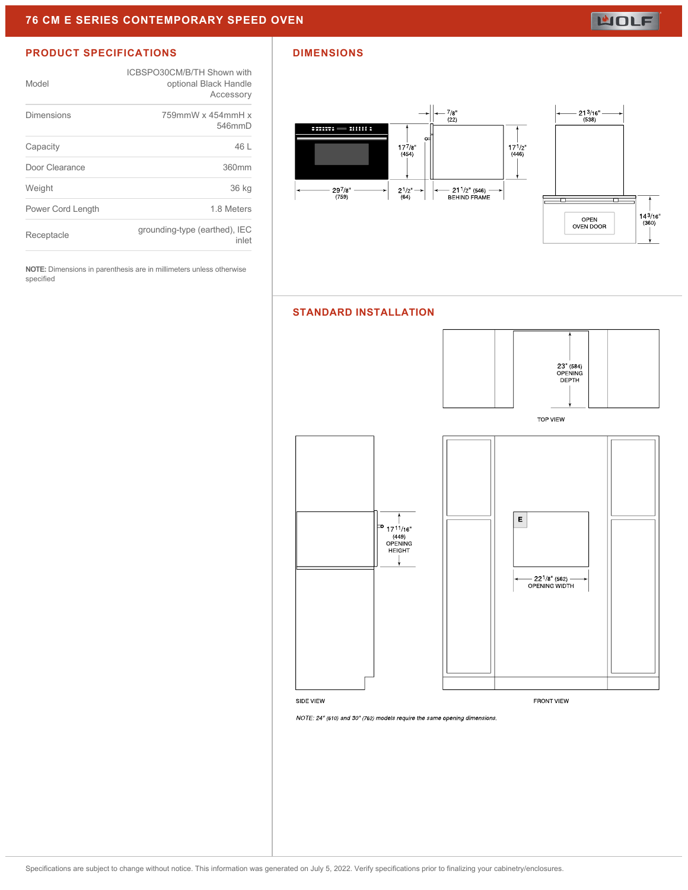# 76 CM E SERIES CONTEMPORARY SPEED OVEN

## PRODUCT SPECIFICATIONS

| | |
|---|---|
| Model | ICBSPO30CM/B/TH Shown with optional Black Handle Accessory |
| Dimensions | 759mmW x 454mmH x 546mmD |
| Capacity | 46 L |
| Door Clearance | 360mm |
| Weight | 36 kg |
| Power Cord Length | 1.8 Meters |
| Receptacle | grounding-type (earthed), IEC inlet |

**NOTE:** Dimensions in parenthesis are in millimeters unless otherwise specified

## DIMENSIONS

7/8" (22)

17 7/8" (454)

17 1/2" (446)

21 3/16" (538)

29 7/8" (759)

2 1/2" (64)

21 1/2" (546) BEHIND FRAME

OPEN OVEN DOOR

14 3/16" (360)

## STANDARD INSTALLATION

23" (584) OPENING DEPTH

TOP VIEW

17 11/16" (449) OPENING HEIGHT

E

22 1/8" (562) OPENING WIDTH

SIDE VIEW

FRONT VIEW

*NOTE: 24" (610) and 30" (762) models require the same opening dimensions.*

Specifications are subject to change without notice. This information was generated on July 5, 2022. Verify specifications prior to finalizing your cabinetry/enclosures.